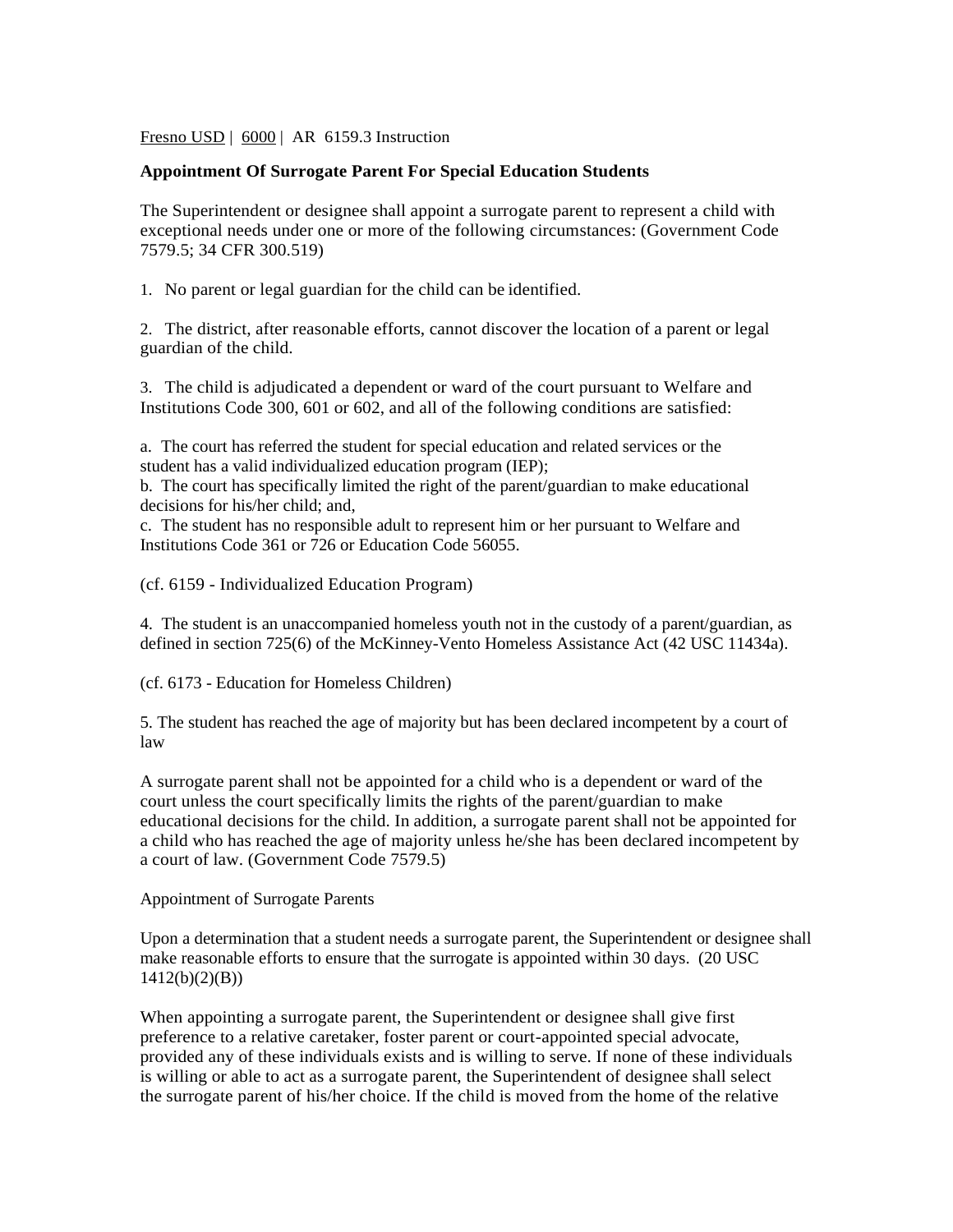Fresno USD | 6000 | AR 6159.3 Instruction

**Appointment Of Surrogate Parent For Special Education Students**

The Superintendent or designee shall appoint a surrogate parent to represent a child with exceptional needs under one or more of the following circumstances: (Government Code 7579.5; 34 CFR 300.519)

1. No parent or legal guardian for the child can be identified.

2. The district, after reasonable efforts, cannot discover the location of a parent or legal guardian of the child.

3. The child is adjudicated a dependent or ward of the court pursuant to Welfare and Institutions Code 300, 601 or 602, and all of the following conditions are satisfied:

a. The court has referred the student for special education and related services or the student has a valid individualized education program (IEP);
b. The court has specifically limited the right of the parent/guardian to make educational decisions for his/her child; and,
c. The student has no responsible adult to represent him or her pursuant to Welfare and Institutions Code 361 or 726 or Education Code 56055.

(cf. 6159 - Individualized Education Program)

4. The student is an unaccompanied homeless youth not in the custody of a parent/guardian, as defined in section 725(6) of the McKinney-Vento Homeless Assistance Act (42 USC 11434a).

(cf. 6173 - Education for Homeless Children)

5. The student has reached the age of majority but has been declared incompetent by a court of law

A surrogate parent shall not be appointed for a child who is a dependent or ward of the court unless the court specifically limits the rights of the parent/guardian to make educational decisions for the child. In addition, a surrogate parent shall not be appointed for a child who has reached the age of majority unless he/she has been declared incompetent by a court of law. (Government Code 7579.5)

Appointment of Surrogate Parents

Upon a determination that a student needs a surrogate parent, the Superintendent or designee shall make reasonable efforts to ensure that the surrogate is appointed within 30 days. (20 USC 1412(b)(2)(B))

When appointing a surrogate parent, the Superintendent or designee shall give first preference to a relative caretaker, foster parent or court-appointed special advocate, provided any of these individuals exists and is willing to serve. If none of these individuals is willing or able to act as a surrogate parent, the Superintendent of designee shall select the surrogate parent of his/her choice. If the child is moved from the home of the relative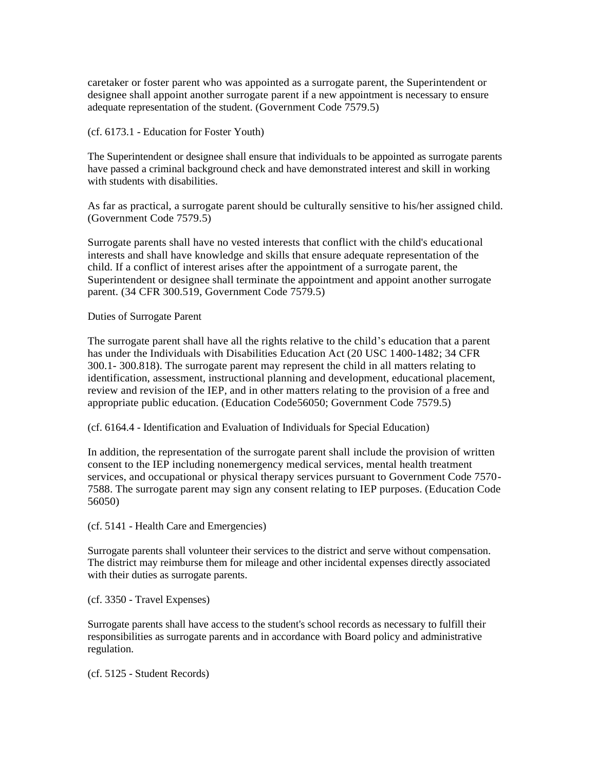caretaker or foster parent who was appointed as a surrogate parent, the Superintendent or designee shall appoint another surrogate parent if a new appointment is necessary to ensure adequate representation of the student. (Government Code 7579.5)

(cf. 6173.1 - Education for Foster Youth)

The Superintendent or designee shall ensure that individuals to be appointed as surrogate parents have passed a criminal background check and have demonstrated interest and skill in working with students with disabilities.

As far as practical, a surrogate parent should be culturally sensitive to his/her assigned child. (Government Code 7579.5)

Surrogate parents shall have no vested interests that conflict with the child's educational interests and shall have knowledge and skills that ensure adequate representation of the child. If a conflict of interest arises after the appointment of a surrogate parent, the Superintendent or designee shall terminate the appointment and appoint another surrogate parent. (34 CFR 300.519, Government Code 7579.5)

Duties of Surrogate Parent

The surrogate parent shall have all the rights relative to the child's education that a parent has under the Individuals with Disabilities Education Act (20 USC 1400-1482; 34 CFR 300.1- 300.818). The surrogate parent may represent the child in all matters relating to identification, assessment, instructional planning and development, educational placement, review and revision of the IEP, and in other matters relating to the provision of a free and appropriate public education. (Education Code56050; Government Code 7579.5)

(cf. 6164.4 - Identification and Evaluation of Individuals for Special Education)

In addition, the representation of the surrogate parent shall include the provision of written consent to the IEP including nonemergency medical services, mental health treatment services, and occupational or physical therapy services pursuant to Government Code 7570-7588. The surrogate parent may sign any consent relating to IEP purposes. (Education Code 56050)

(cf. 5141 - Health Care and Emergencies)

Surrogate parents shall volunteer their services to the district and serve without compensation. The district may reimburse them for mileage and other incidental expenses directly associated with their duties as surrogate parents.

(cf. 3350 - Travel Expenses)

Surrogate parents shall have access to the student's school records as necessary to fulfill their responsibilities as surrogate parents and in accordance with Board policy and administrative regulation.

(cf. 5125 - Student Records)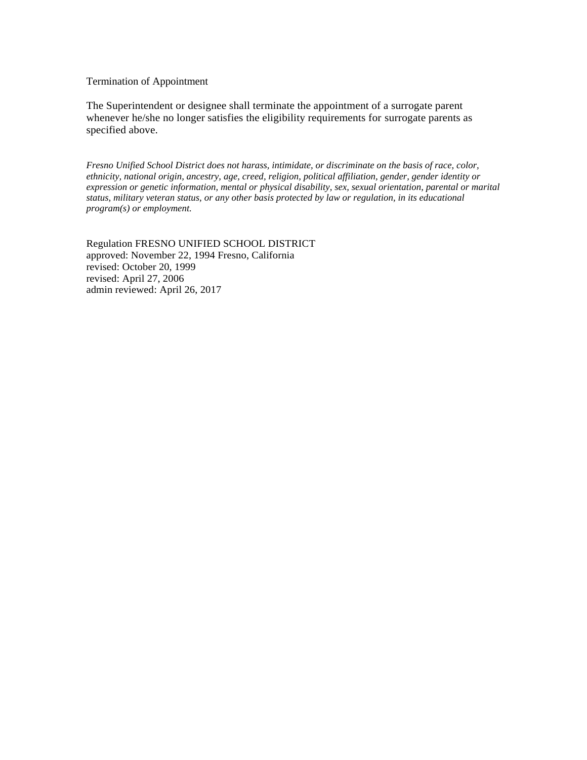Termination of Appointment

The Superintendent or designee shall terminate the appointment of a surrogate parent whenever he/she no longer satisfies the eligibility requirements for surrogate parents as specified above.

*Fresno Unified School District does not harass, intimidate, or discriminate on the basis of race, color, ethnicity, national origin, ancestry, age, creed, religion, political affiliation, gender, gender identity or expression or genetic information, mental or physical disability, sex, sexual orientation, parental or marital status, military veteran status, or any other basis protected by law or regulation, in its educational program(s) or employment.*

Regulation FRESNO UNIFIED SCHOOL DISTRICT
approved: November 22, 1994 Fresno, California
revised: October 20, 1999
revised: April 27, 2006
admin reviewed: April 26, 2017